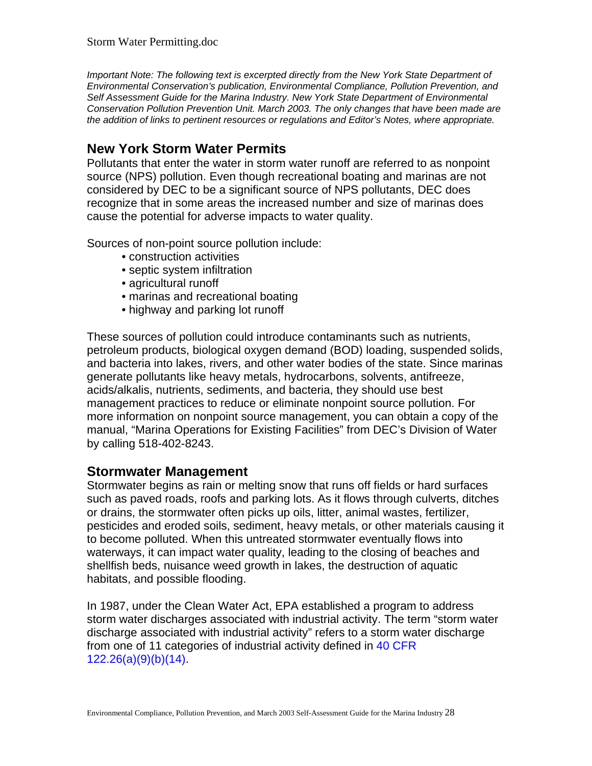*Important Note: The following text is excerpted directly from the New York State Department of Environmental Conservation's publication, Environmental Compliance, Pollution Prevention, and Self Assessment Guide for the Marina Industry. New York State Department of Environmental Conservation Pollution Prevention Unit. March 2003. The only changes that have been made are the addition of links to pertinent resources or regulations and Editor's Notes, where appropriate.*

## New York Storm Water Permits

Pollutants that enter the water in storm water runoff are referred to as nonpoint source (NPS) pollution. Even though recreational boating and marinas are not considered by DEC to be a significant source of NPS pollutants, DEC does recognize that in some areas the increased number and size of marinas does cause the potential for adverse impacts to water quality.

Sources of non-point source pollution include:

- construction activities
- septic system infiltration
- agricultural runoff
- marinas and recreational boating
- highway and parking lot runoff

These sources of pollution could introduce contaminants such as nutrients, petroleum products, biological oxygen demand (BOD) loading, suspended solids, and bacteria into lakes, rivers, and other water bodies of the state. Since marinas generate pollutants like heavy metals, hydrocarbons, solvents, antifreeze, acids/alkalis, nutrients, sediments, and bacteria, they should use best management practices to reduce or eliminate nonpoint source pollution. For more information on nonpoint source management, you can obtain a copy of the manual, "Marina Operations for Existing Facilities" from DEC's Division of Water by calling 518-402-8243.

## Stormwater Management

Stormwater begins as rain or melting snow that runs off fields or hard surfaces such as paved roads, roofs and parking lots. As it flows through culverts, ditches or drains, the stormwater often picks up oils, litter, animal wastes, fertilizer, pesticides and eroded soils, sediment, heavy metals, or other materials causing it to become polluted. When this untreated stormwater eventually flows into waterways, it can impact water quality, leading to the closing of beaches and shellfish beds, nuisance weed growth in lakes, the destruction of aquatic habitats, and possible flooding.

In 1987, under the Clean Water Act, EPA established a program to address storm water discharges associated with industrial activity. The term "storm water discharge associated with industrial activity" refers to a storm water discharge from one of 11 categories of industrial activity defined in 40 CFR 122.26(a)(9)(b)(14).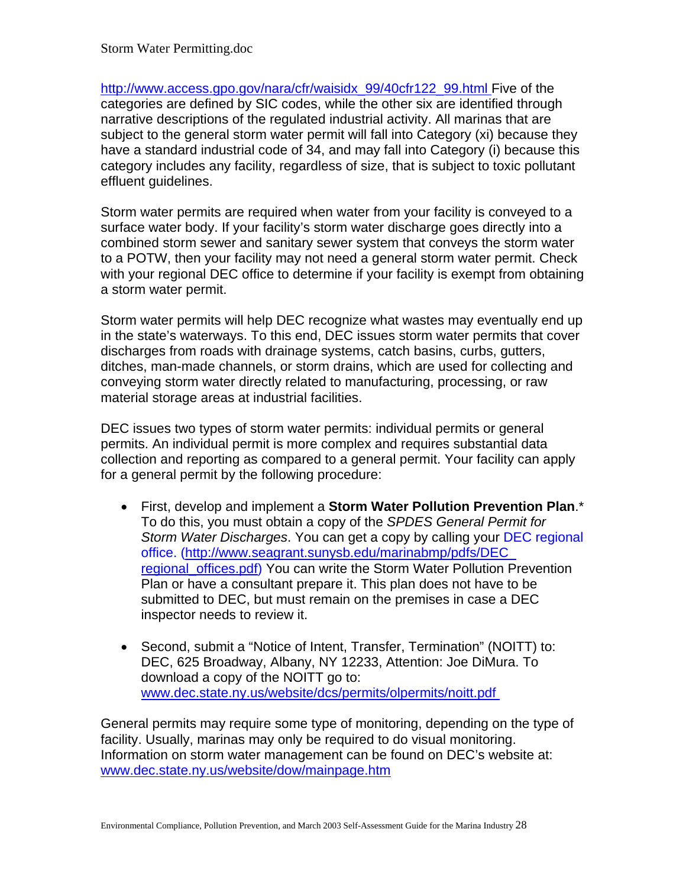http://www.access.gpo.gov/nara/cfr/waisidx_99/40cfr122_99.html Five of the categories are defined by SIC codes, while the other six are identified through narrative descriptions of the regulated industrial activity. All marinas that are subject to the general storm water permit will fall into Category (xi) because they have a standard industrial code of 34, and may fall into Category (i) because this category includes any facility, regardless of size, that is subject to toxic pollutant effluent guidelines.

Storm water permits are required when water from your facility is conveyed to a surface water body. If your facility's storm water discharge goes directly into a combined storm sewer and sanitary sewer system that conveys the storm water to a POTW, then your facility may not need a general storm water permit. Check with your regional DEC office to determine if your facility is exempt from obtaining a storm water permit.

Storm water permits will help DEC recognize what wastes may eventually end up in the state's waterways. To this end, DEC issues storm water permits that cover discharges from roads with drainage systems, catch basins, curbs, gutters, ditches, man-made channels, or storm drains, which are used for collecting and conveying storm water directly related to manufacturing, processing, or raw material storage areas at industrial facilities.

DEC issues two types of storm water permits: individual permits or general permits. An individual permit is more complex and requires substantial data collection and reporting as compared to a general permit. Your facility can apply for a general permit by the following procedure:

- First, develop and implement a **Storm Water Pollution Prevention Plan**.* To do this, you must obtain a copy of the *SPDES General Permit for Storm Water Discharges*. You can get a copy by calling your DEC regional office. (http://www.seagrant.sunysb.edu/marinabmp/pdfs/DEC_regional_offices.pdf) You can write the Storm Water Pollution Prevention Plan or have a consultant prepare it. This plan does not have to be submitted to DEC, but must remain on the premises in case a DEC inspector needs to review it.

- Second, submit a "Notice of Intent, Transfer, Termination" (NOITT) to: DEC, 625 Broadway, Albany, NY 12233, Attention: Joe DiMura. To download a copy of the NOITT go to: www.dec.state.ny.us/website/dcs/permits/olpermits/noitt.pdf

General permits may require some type of monitoring, depending on the type of facility. Usually, marinas may only be required to do visual monitoring. Information on storm water management can be found on DEC's website at: www.dec.state.ny.us/website/dow/mainpage.htm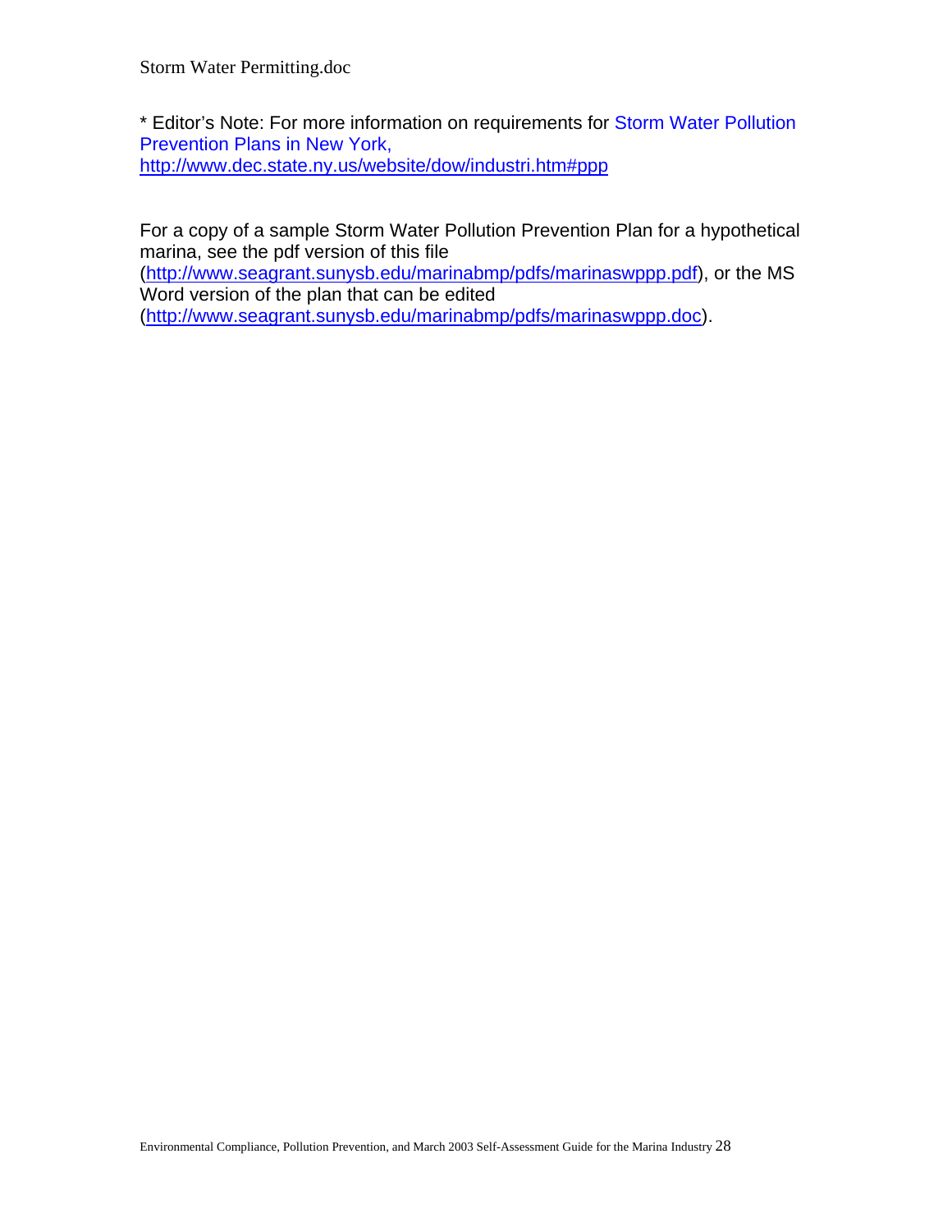* Editor's Note: For more information on requirements for Storm Water Pollution Prevention Plans in New York, http://www.dec.state.ny.us/website/dow/industri.htm#ppp

For a copy of a sample Storm Water Pollution Prevention Plan for a hypothetical marina, see the pdf version of this file (http://www.seagrant.sunysb.edu/marinabmp/pdfs/marinaswppp.pdf), or the MS Word version of the plan that can be edited (http://www.seagrant.sunysb.edu/marinabmp/pdfs/marinaswppp.doc).